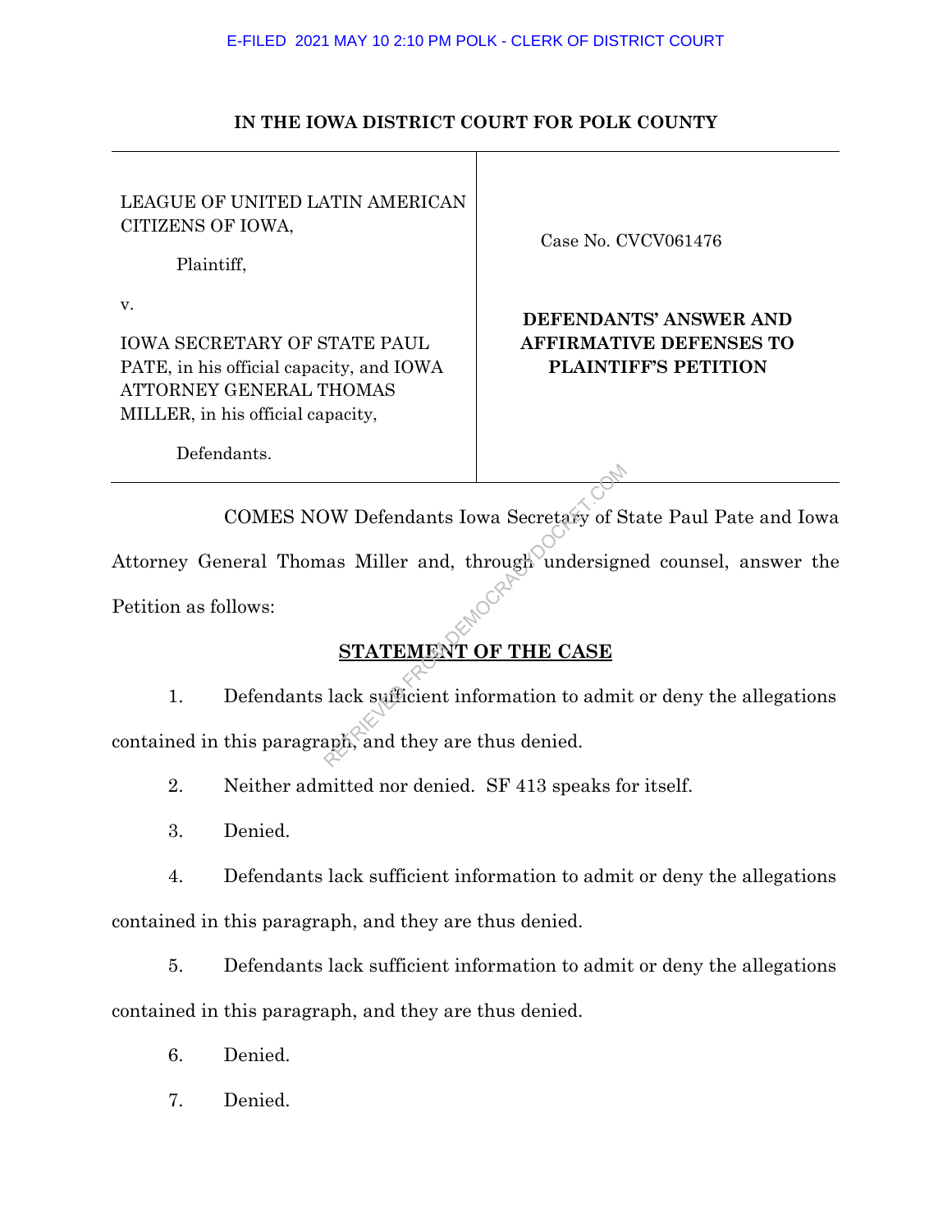E-FILED 2021 MAY 10 2:10 PM POLK - CLERK OF DISTRICT COURT

**IN THE IOWA DISTRICT COURT FOR POLK COUNTY**

| | |
|---|---|
| LEAGUE OF UNITED LATIN AMERICAN CITIZENS OF IOWA,<br><br>Plaintiff,<br><br>v.<br><br>IOWA SECRETARY OF STATE PAUL PATE, in his official capacity, and IOWA ATTORNEY GENERAL THOMAS MILLER, in his official capacity,<br><br>Defendants. | Case No. CVCV061476<br><br>**DEFENDANTS' ANSWER AND AFFIRMATIVE DEFENSES TO PLAINTIFF'S PETITION** |

COMES NOW Defendants Iowa Secretary of State Paul Pate and Iowa Attorney General Thomas Miller and, through undersigned counsel, answer the Petition as follows:

## STATEMENT OF THE CASE

1. Defendants lack sufficient information to admit or deny the allegations contained in this paragraph, and they are thus denied.

2. Neither admitted nor denied. SF 413 speaks for itself.

3. Denied.

4. Defendants lack sufficient information to admit or deny the allegations contained in this paragraph, and they are thus denied.

5. Defendants lack sufficient information to admit or deny the allegations contained in this paragraph, and they are thus denied.

6. Denied.

7. Denied.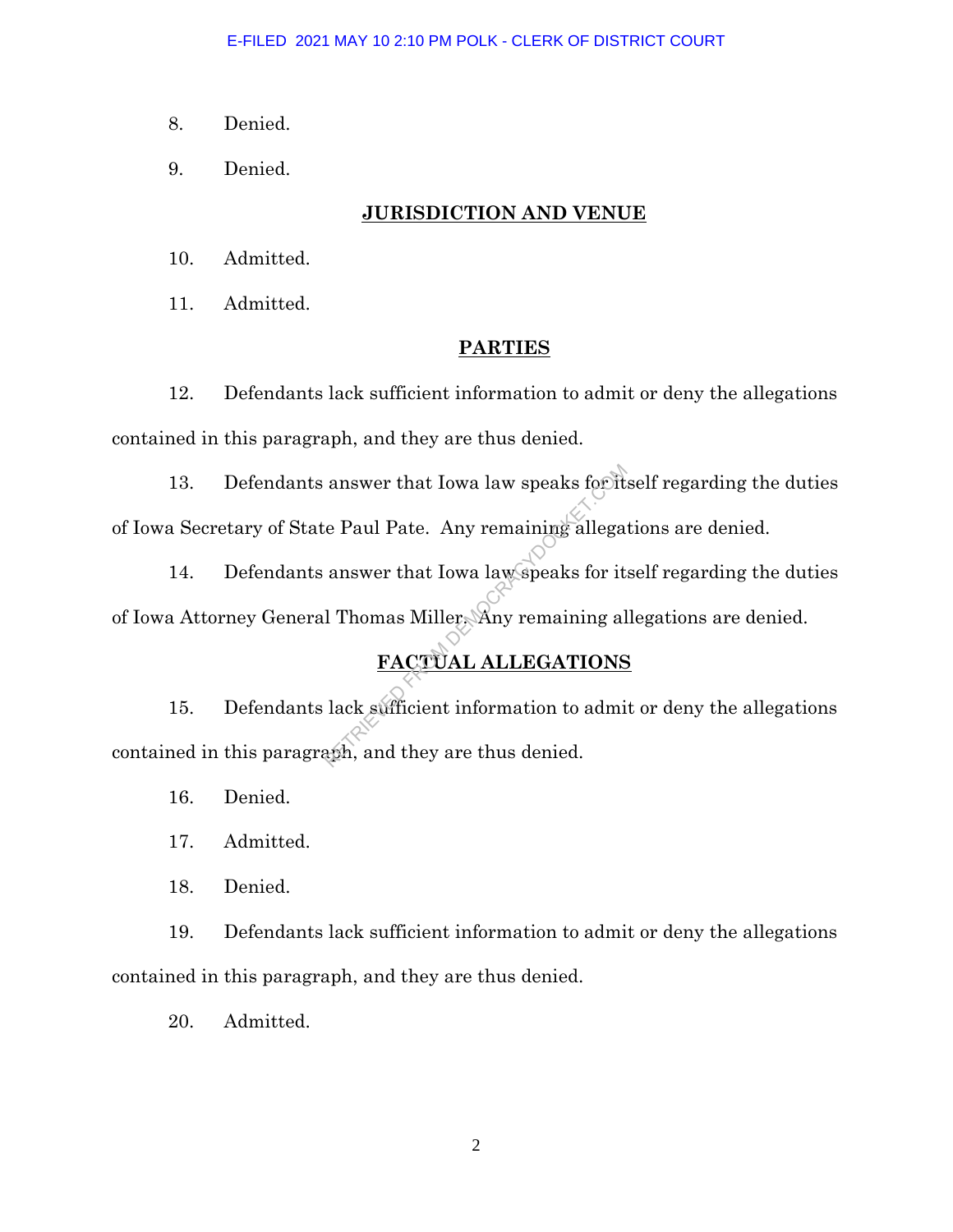8. Denied.

9. Denied.

## JURISDICTION AND VENUE

10. Admitted.

11. Admitted.

## PARTIES

12. Defendants lack sufficient information to admit or deny the allegations contained in this paragraph, and they are thus denied.

13. Defendants answer that Iowa law speaks for itself regarding the duties of Iowa Secretary of State Paul Pate. Any remaining allegations are denied.

14. Defendants answer that Iowa law speaks for itself regarding the duties of Iowa Attorney General Thomas Miller. Any remaining allegations are denied.

## FACTUAL ALLEGATIONS

15. Defendants lack sufficient information to admit or deny the allegations contained in this paragraph, and they are thus denied.

16. Denied.

17. Admitted.

18. Denied.

19. Defendants lack sufficient information to admit or deny the allegations contained in this paragraph, and they are thus denied.

20. Admitted.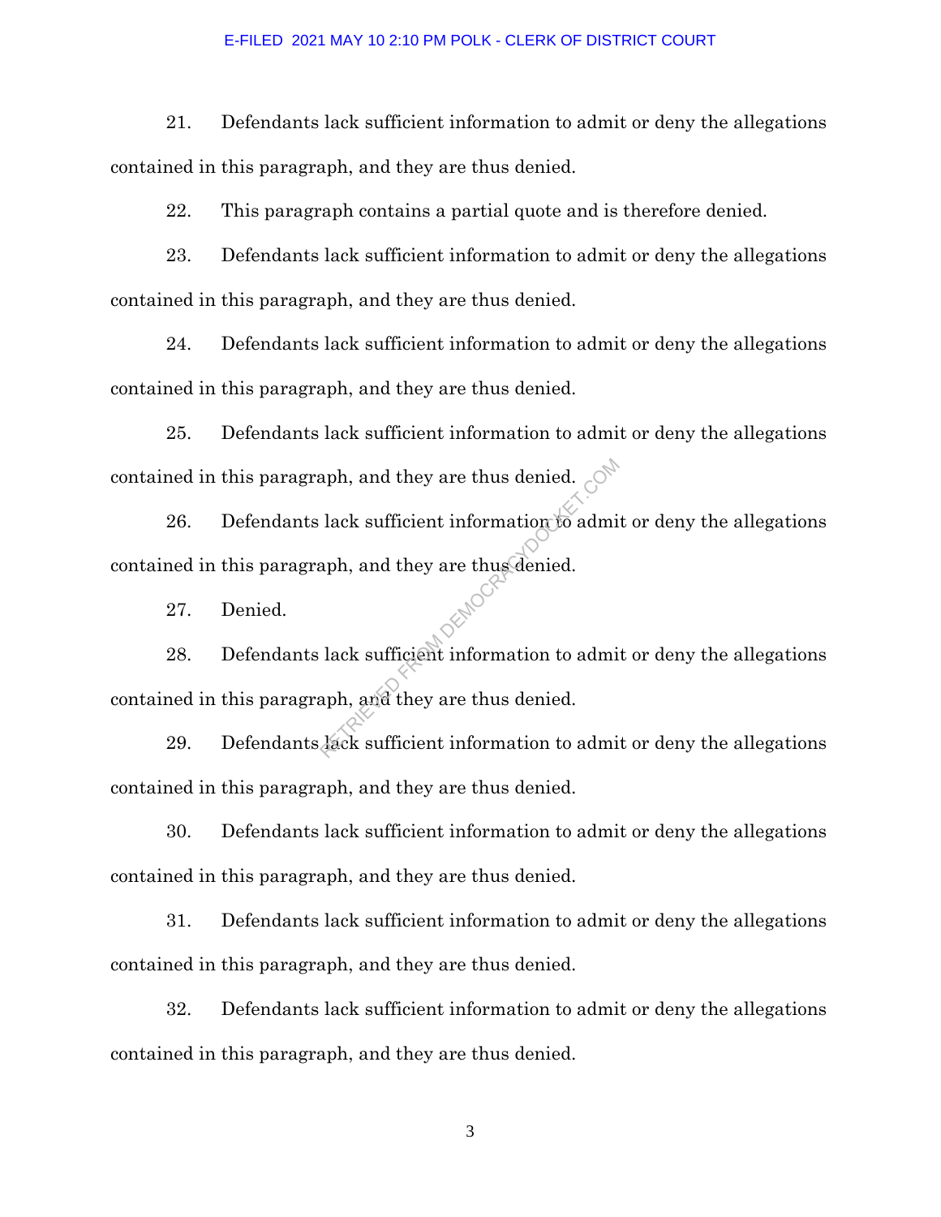21. Defendants lack sufficient information to admit or deny the allegations contained in this paragraph, and they are thus denied.

22. This paragraph contains a partial quote and is therefore denied.

23. Defendants lack sufficient information to admit or deny the allegations contained in this paragraph, and they are thus denied.

24. Defendants lack sufficient information to admit or deny the allegations contained in this paragraph, and they are thus denied.

25. Defendants lack sufficient information to admit or deny the allegations contained in this paragraph, and they are thus denied.

26. Defendants lack sufficient information to admit or deny the allegations contained in this paragraph, and they are thus denied.

27. Denied.

28. Defendants lack sufficient information to admit or deny the allegations contained in this paragraph, and they are thus denied.

29. Defendants lack sufficient information to admit or deny the allegations contained in this paragraph, and they are thus denied.

30. Defendants lack sufficient information to admit or deny the allegations contained in this paragraph, and they are thus denied.

31. Defendants lack sufficient information to admit or deny the allegations contained in this paragraph, and they are thus denied.

32. Defendants lack sufficient information to admit or deny the allegations contained in this paragraph, and they are thus denied.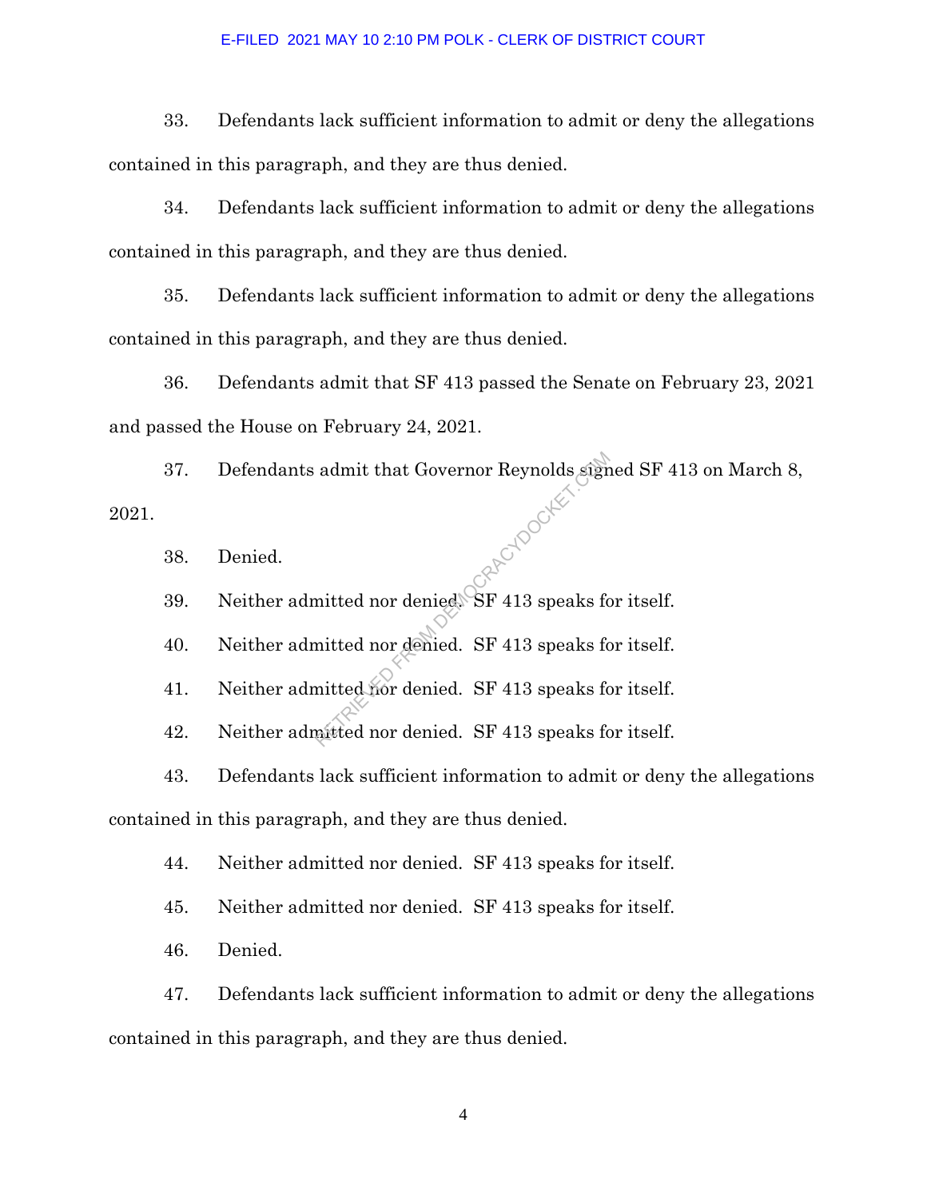33. Defendants lack sufficient information to admit or deny the allegations contained in this paragraph, and they are thus denied.

34. Defendants lack sufficient information to admit or deny the allegations contained in this paragraph, and they are thus denied.

35. Defendants lack sufficient information to admit or deny the allegations contained in this paragraph, and they are thus denied.

36. Defendants admit that SF 413 passed the Senate on February 23, 2021 and passed the House on February 24, 2021.

37. Defendants admit that Governor Reynolds signed SF 413 on March 8, 2021.

38. Denied.

39. Neither admitted nor denied. SF 413 speaks for itself.

40. Neither admitted nor denied. SF 413 speaks for itself.

41. Neither admitted nor denied. SF 413 speaks for itself.

42. Neither admitted nor denied. SF 413 speaks for itself.

43. Defendants lack sufficient information to admit or deny the allegations contained in this paragraph, and they are thus denied.

44. Neither admitted nor denied. SF 413 speaks for itself.

45. Neither admitted nor denied. SF 413 speaks for itself.

46. Denied.

47. Defendants lack sufficient information to admit or deny the allegations contained in this paragraph, and they are thus denied.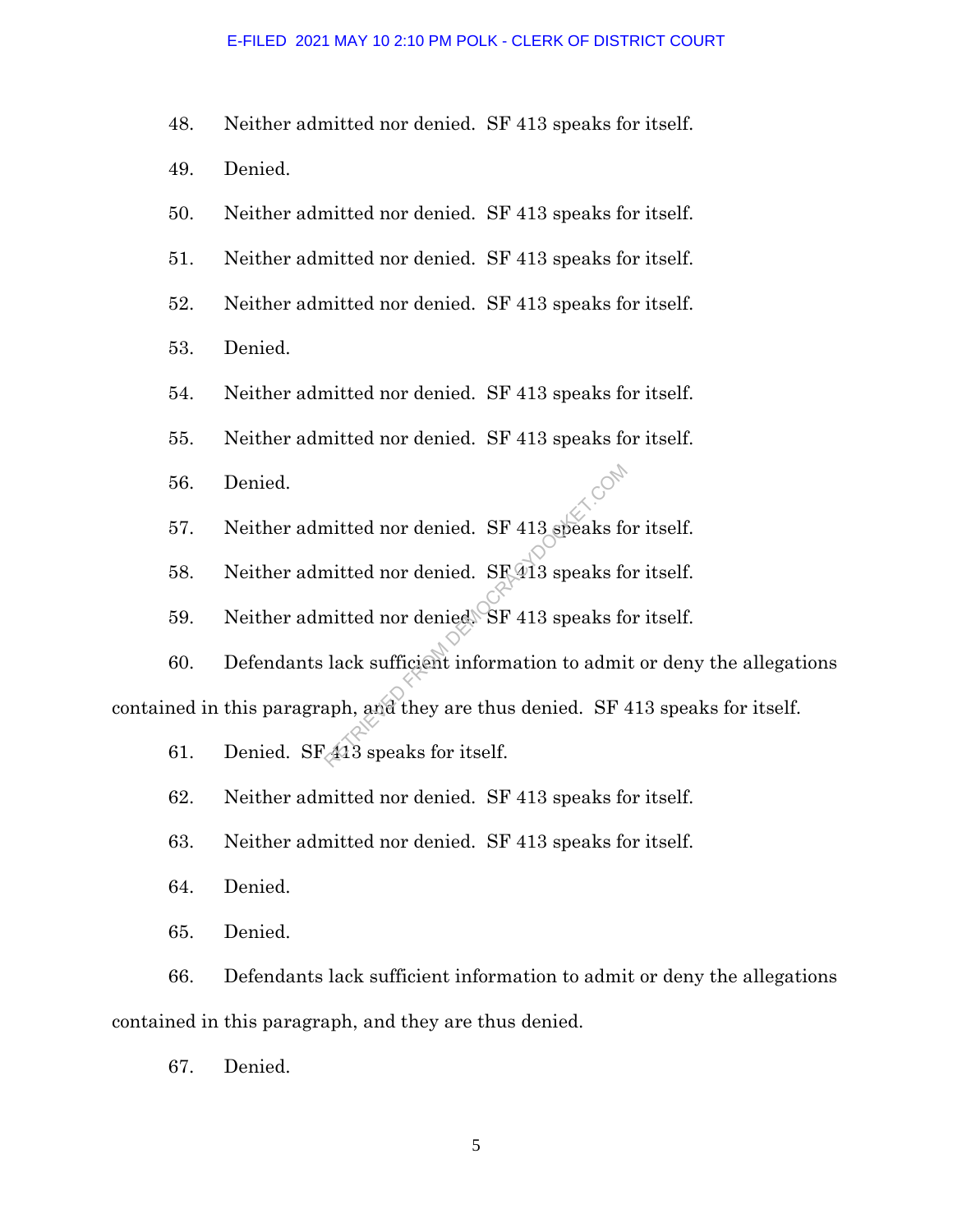48. Neither admitted nor denied. SF 413 speaks for itself.

49. Denied.

50. Neither admitted nor denied. SF 413 speaks for itself.

51. Neither admitted nor denied. SF 413 speaks for itself.

52. Neither admitted nor denied. SF 413 speaks for itself.

53. Denied.

54. Neither admitted nor denied. SF 413 speaks for itself.

55. Neither admitted nor denied. SF 413 speaks for itself.

56. Denied.

57. Neither admitted nor denied. SF 413 speaks for itself.

58. Neither admitted nor denied. SF 413 speaks for itself.

59. Neither admitted nor denied. SF 413 speaks for itself.

60. Defendants lack sufficient information to admit or deny the allegations contained in this paragraph, and they are thus denied. SF 413 speaks for itself.

61. Denied. SF 413 speaks for itself.

62. Neither admitted nor denied. SF 413 speaks for itself.

63. Neither admitted nor denied. SF 413 speaks for itself.

64. Denied.

65. Denied.

66. Defendants lack sufficient information to admit or deny the allegations contained in this paragraph, and they are thus denied.

67. Denied.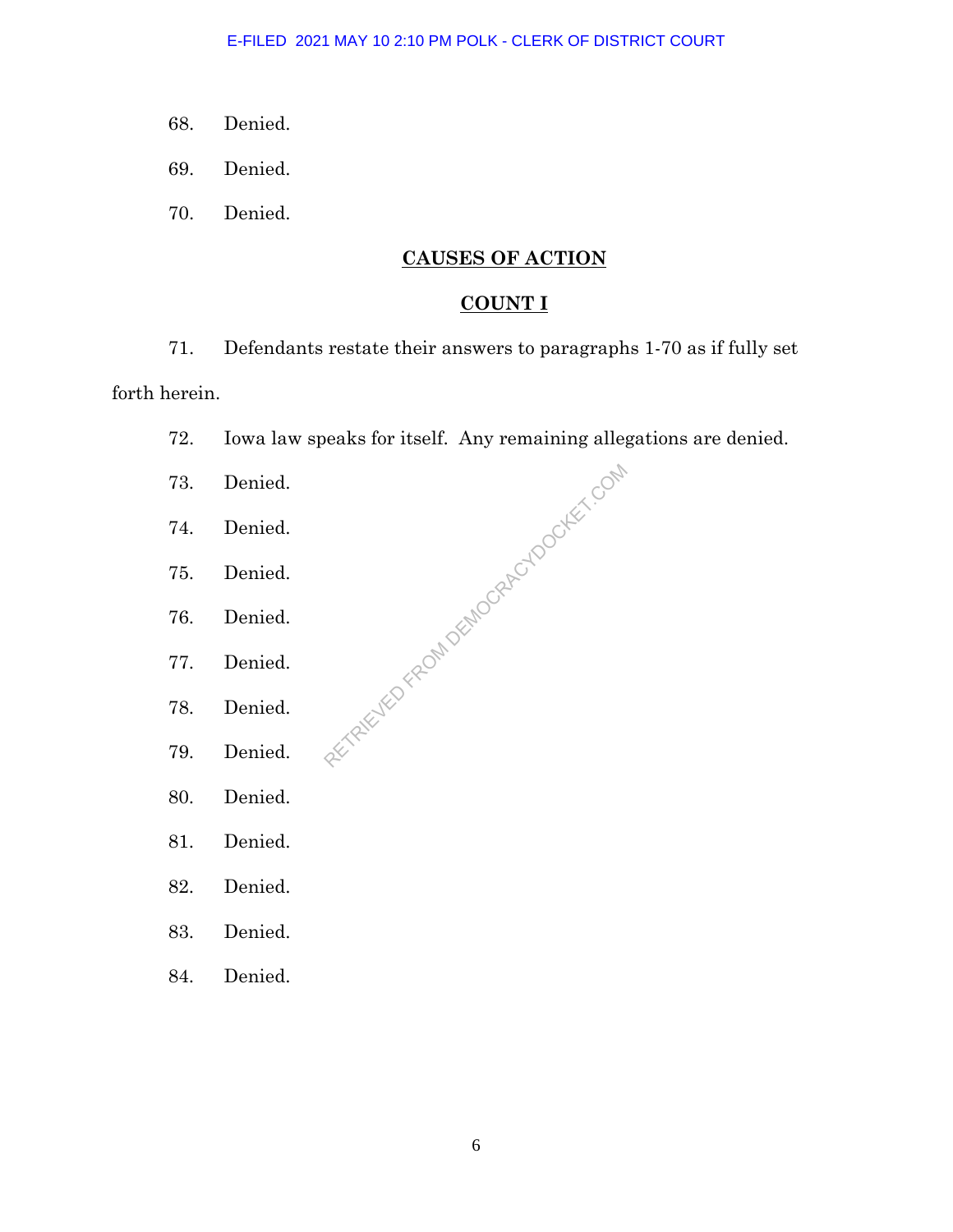68. Denied.

69. Denied.

70. Denied.

## CAUSES OF ACTION

## COUNT I

71. Defendants restate their answers to paragraphs 1-70 as if fully set forth herein.

72. Iowa law speaks for itself. Any remaining allegations are denied.

73. Denied.

74. Denied.

75. Denied.

76. Denied.

77. Denied.

78. Denied.

79. Denied.

80. Denied.

81. Denied.

82. Denied.

83. Denied.

84. Denied.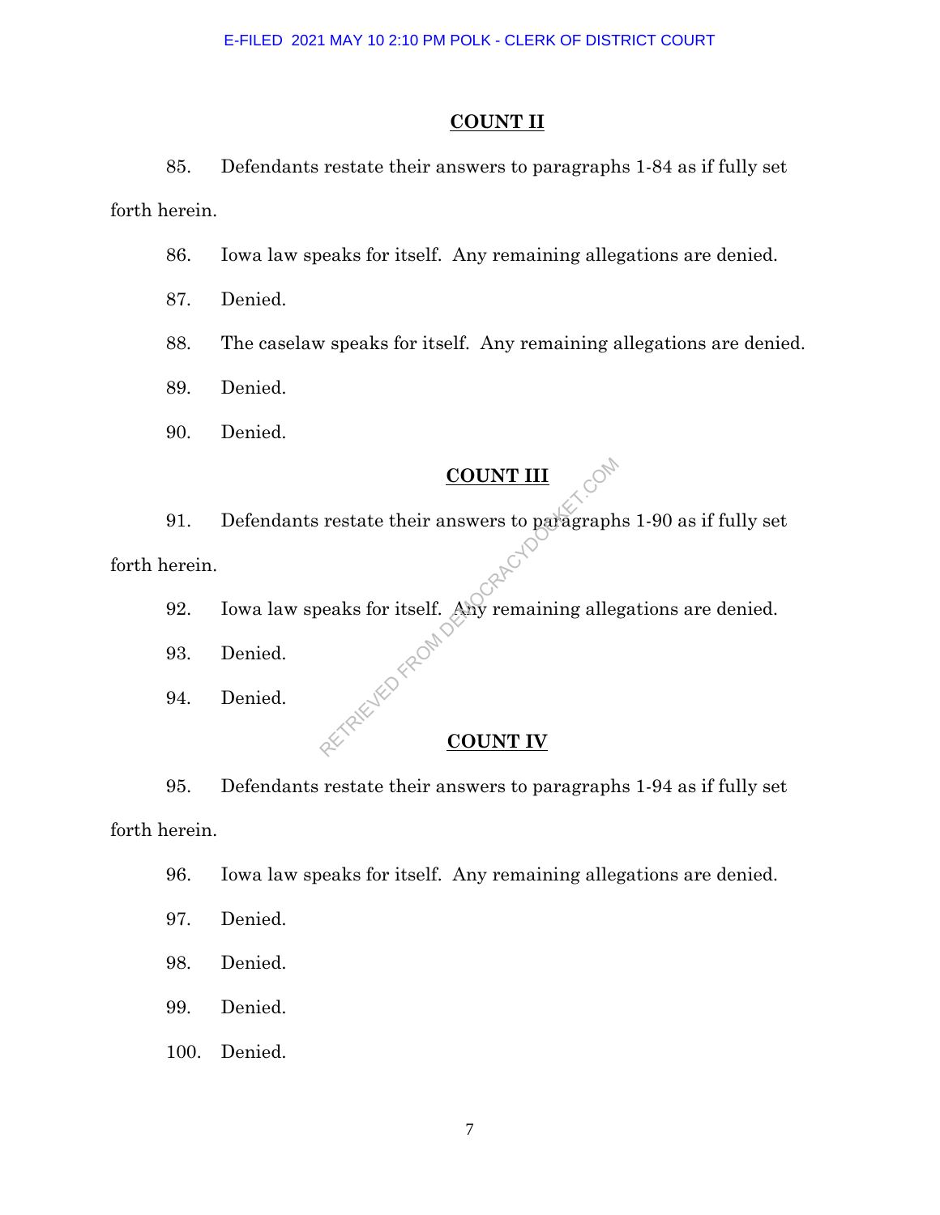## COUNT II

85. Defendants restate their answers to paragraphs 1-84 as if fully set forth herein.

86. Iowa law speaks for itself. Any remaining allegations are denied.

87. Denied.

88. The caselaw speaks for itself. Any remaining allegations are denied.

89. Denied.

90. Denied.

## COUNT III

91. Defendants restate their answers to paragraphs 1-90 as if fully set forth herein.

92. Iowa law speaks for itself. Any remaining allegations are denied.

93. Denied.

94. Denied.

## COUNT IV

95. Defendants restate their answers to paragraphs 1-94 as if fully set forth herein.

96. Iowa law speaks for itself. Any remaining allegations are denied.

97. Denied.

98. Denied.

99. Denied.

100. Denied.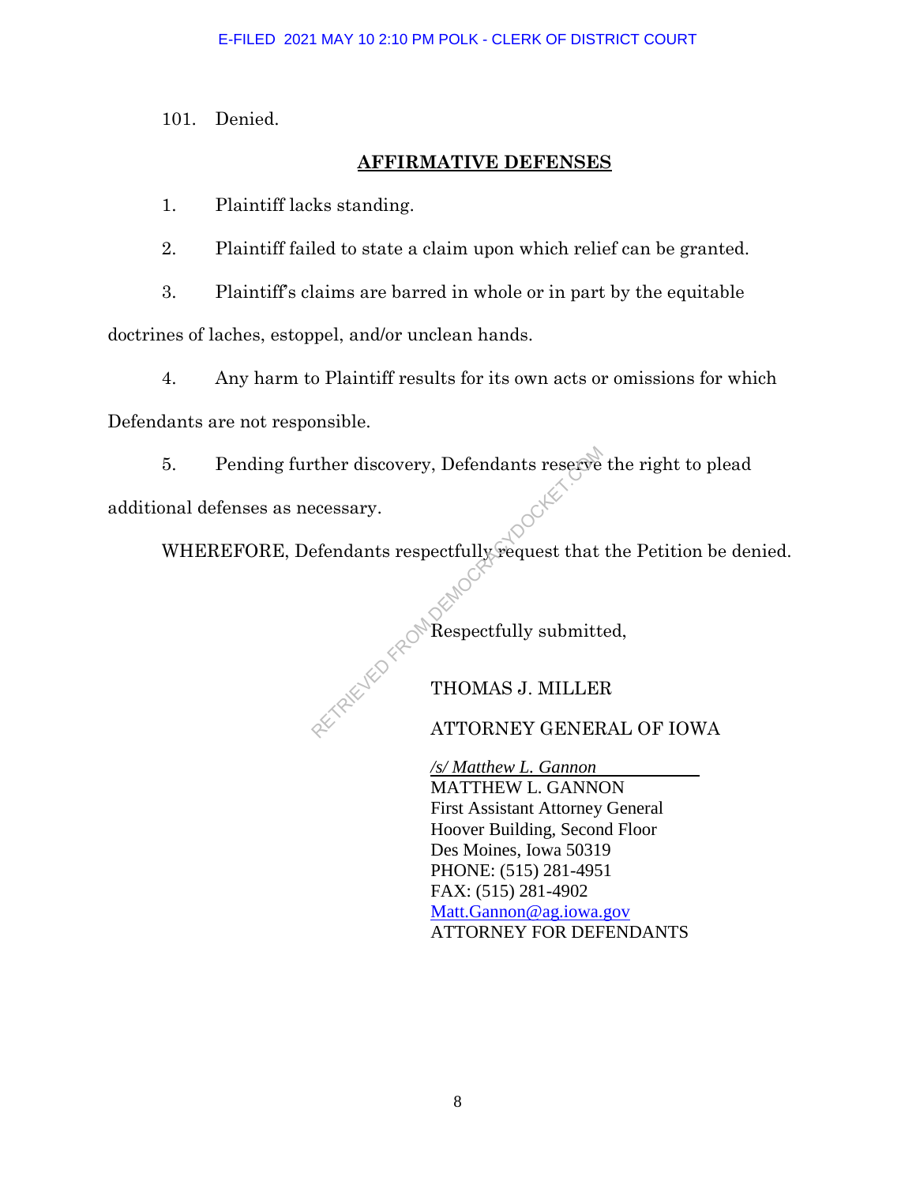101. Denied.

## AFFIRMATIVE DEFENSES

1. Plaintiff lacks standing.

2. Plaintiff failed to state a claim upon which relief can be granted.

3. Plaintiff's claims are barred in whole or in part by the equitable doctrines of laches, estoppel, and/or unclean hands.

4. Any harm to Plaintiff results for its own acts or omissions for which Defendants are not responsible.

5. Pending further discovery, Defendants reserve the right to plead additional defenses as necessary.

WHEREFORE, Defendants respectfully request that the Petition be denied.

Respectfully submitted,

THOMAS J. MILLER

ATTORNEY GENERAL OF IOWA

*/s/ Matthew L. Gannon*
MATTHEW L. GANNON
First Assistant Attorney General
Hoover Building, Second Floor
Des Moines, Iowa 50319
PHONE: (515) 281-4951
FAX: (515) 281-4902
Matt.Gannon@ag.iowa.gov
ATTORNEY FOR DEFENDANTS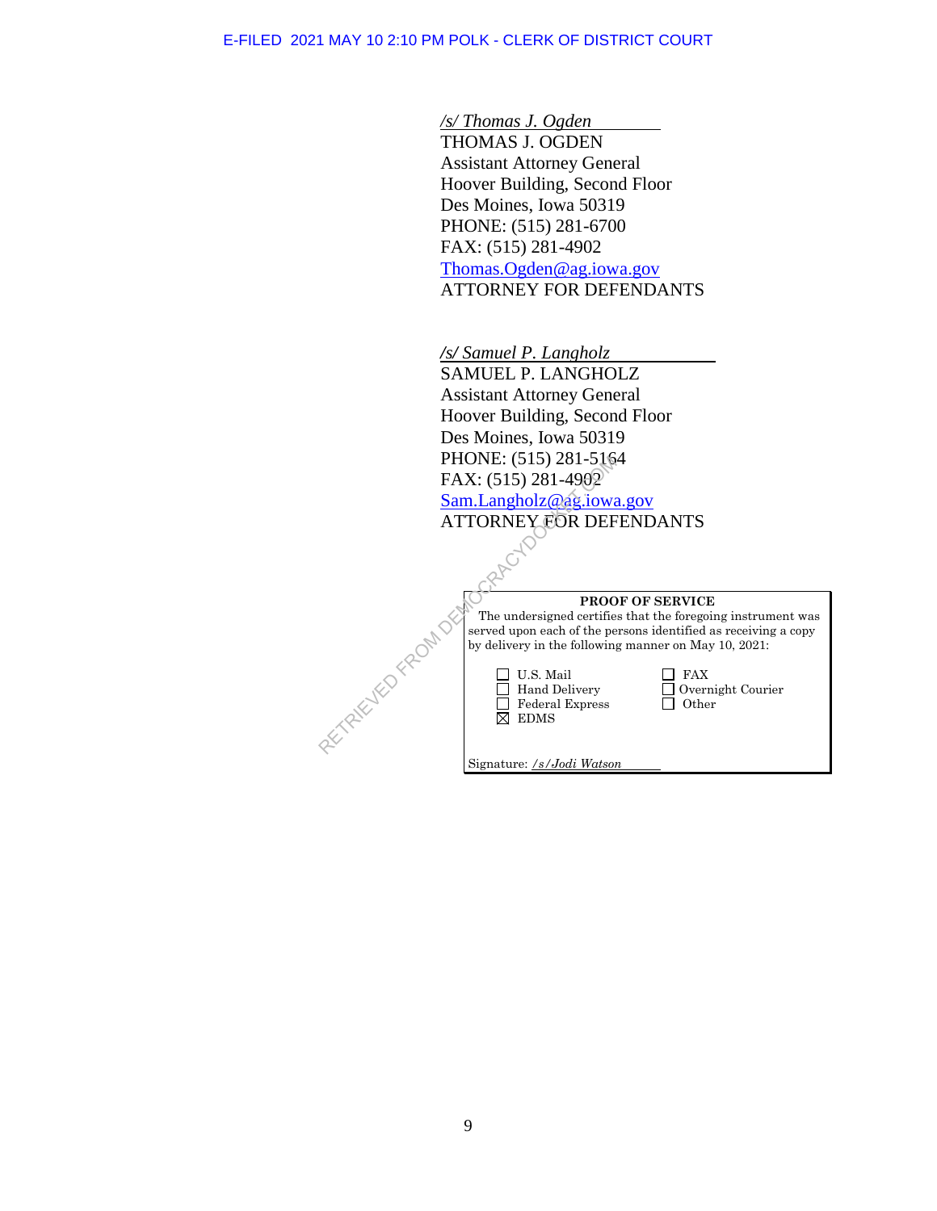E-FILED 2021 MAY 10 2:10 PM POLK - CLERK OF DISTRICT COURT

*/s/ Thomas J. Ogden*
THOMAS J. OGDEN
Assistant Attorney General
Hoover Building, Second Floor
Des Moines, Iowa 50319
PHONE: (515) 281-6700
FAX: (515) 281-4902
Thomas.Ogden@ag.iowa.gov
ATTORNEY FOR DEFENDANTS

*/s/ Samuel P. Langholz*
SAMUEL P. LANGHOLZ
Assistant Attorney General
Hoover Building, Second Floor
Des Moines, Iowa 50319
PHONE: (515) 281-5164
FAX: (515) 281-4902
Sam.Langholz@ag.iowa.gov
ATTORNEY FOR DEFENDANTS

**PROOF OF SERVICE**

The undersigned certifies that the foregoing instrument was served upon each of the persons identified as receiving a copy by delivery in the following manner on May 10, 2021:

- ☐ U.S. Mail
- ☐ Hand Delivery
- ☐ Federal Express
- ☒ EDMS
- ☐ FAX
- ☐ Overnight Courier
- ☐ Other

Signature: */s/Jodi Watson*